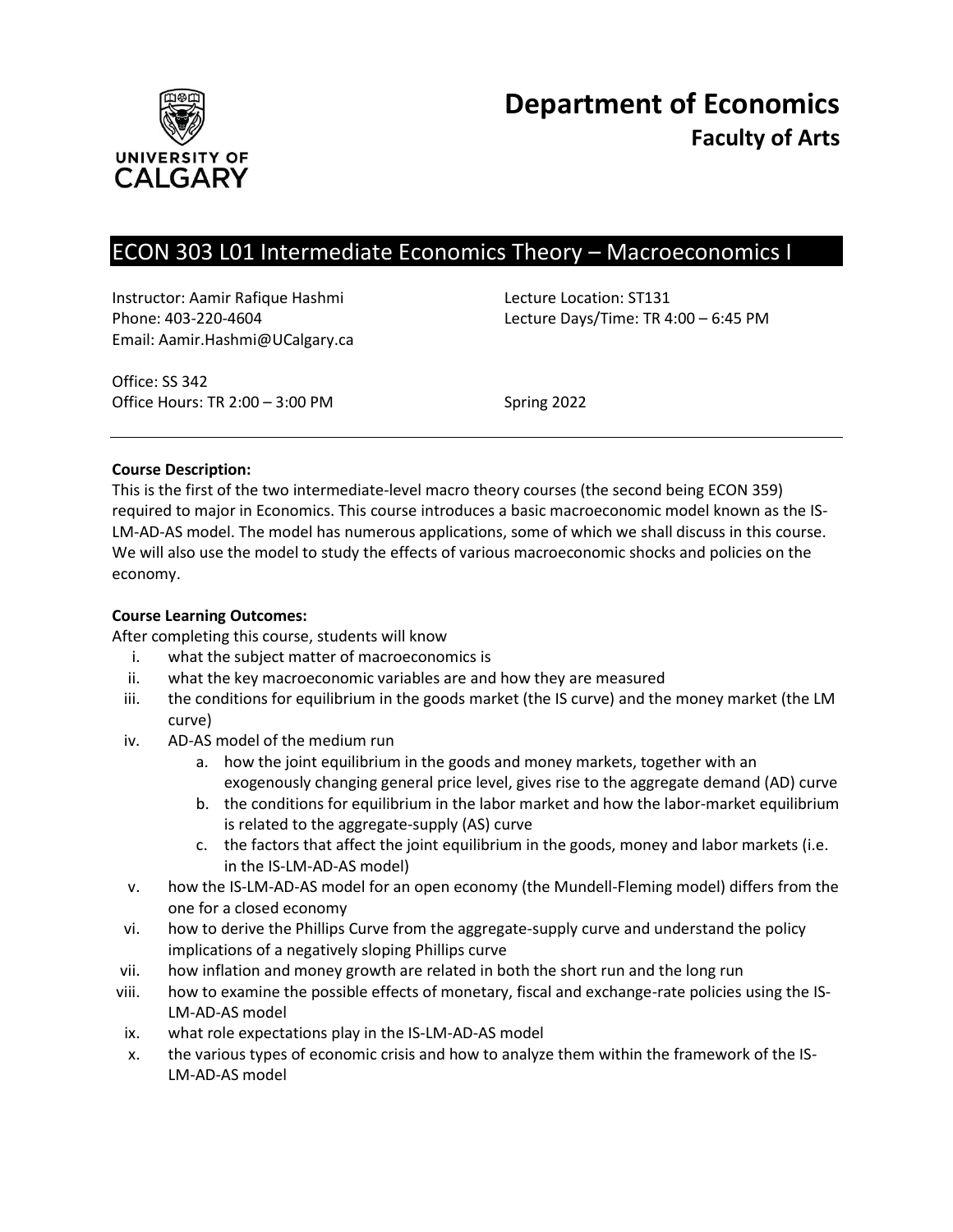UNIVERSITY OF CALGARY

# Department of Economics
## Faculty of Arts

## ECON 303 L01 Intermediate Economics Theory – Macroeconomics I

Instructor: Aamir Rafique Hashmi
Phone: 403-220-4604
Email: Aamir.Hashmi@UCalgary.ca

Lecture Location: ST131
Lecture Days/Time: TR 4:00 – 6:45 PM

Office: SS 342
Office Hours: TR 2:00 – 3:00 PM

Spring 2022

---

**Course Description:**
This is the first of the two intermediate-level macro theory courses (the second being ECON 359) required to major in Economics. This course introduces a basic macroeconomic model known as the IS-LM-AD-AS model. The model has numerous applications, some of which we shall discuss in this course. We will also use the model to study the effects of various macroeconomic shocks and policies on the economy.

**Course Learning Outcomes:**
After completing this course, students will know

i. what the subject matter of macroeconomics is
ii. what the key macroeconomic variables are and how they are measured
iii. the conditions for equilibrium in the goods market (the IS curve) and the money market (the LM curve)
iv. AD-AS model of the medium run
    a. how the joint equilibrium in the goods and money markets, together with an exogenously changing general price level, gives rise to the aggregate demand (AD) curve
    b. the conditions for equilibrium in the labor market and how the labor-market equilibrium is related to the aggregate-supply (AS) curve
    c. the factors that affect the joint equilibrium in the goods, money and labor markets (i.e. in the IS-LM-AD-AS model)
v. how the IS-LM-AD-AS model for an open economy (the Mundell-Fleming model) differs from the one for a closed economy
vi. how to derive the Phillips Curve from the aggregate-supply curve and understand the policy implications of a negatively sloping Phillips curve
vii. how inflation and money growth are related in both the short run and the long run
viii. how to examine the possible effects of monetary, fiscal and exchange-rate policies using the IS-LM-AD-AS model
ix. what role expectations play in the IS-LM-AD-AS model
x. the various types of economic crisis and how to analyze them within the framework of the IS-LM-AD-AS model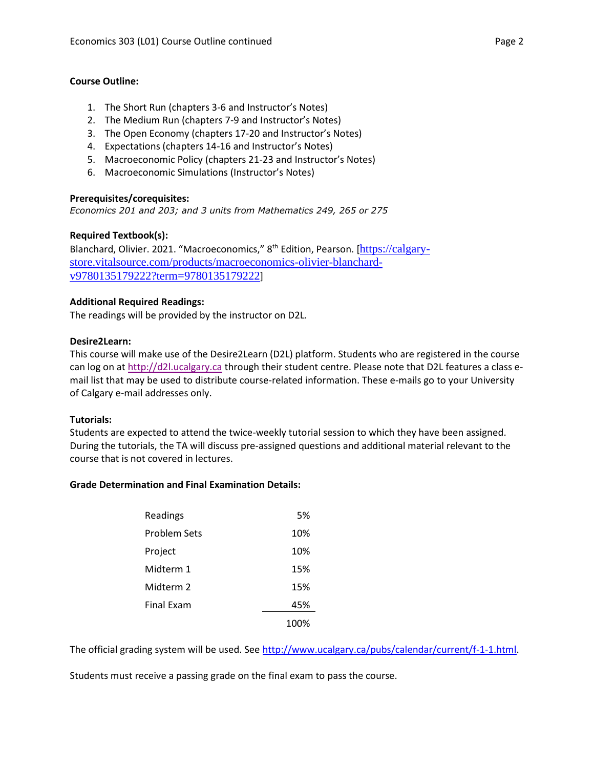**Course Outline:**

1. The Short Run (chapters 3-6 and Instructor's Notes)
2. The Medium Run (chapters 7-9 and Instructor's Notes)
3. The Open Economy (chapters 17-20 and Instructor's Notes)
4. Expectations (chapters 14-16 and Instructor's Notes)
5. Macroeconomic Policy (chapters 21-23 and Instructor's Notes)
6. Macroeconomic Simulations (Instructor's Notes)

**Prerequisites/corequisites:**
*Economics 201 and 203; and 3 units from Mathematics 249, 265 or 275*

**Required Textbook(s):**
Blanchard, Olivier. 2021. "Macroeconomics," 8th Edition, Pearson. [https://calgary-store.vitalsource.com/products/macroeconomics-olivier-blanchard-v9780135179222?term=9780135179222]

**Additional Required Readings:**
The readings will be provided by the instructor on D2L.

**Desire2Learn:**
This course will make use of the Desire2Learn (D2L) platform. Students who are registered in the course can log on at http://d2l.ucalgary.ca through their student centre. Please note that D2L features a class e-mail list that may be used to distribute course-related information. These e-mails go to your University of Calgary e-mail addresses only.

**Tutorials:**
Students are expected to attend the twice-weekly tutorial session to which they have been assigned. During the tutorials, the TA will discuss pre-assigned questions and additional material relevant to the course that is not covered in lectures.

**Grade Determination and Final Examination Details:**

| Component | Weight |
|---|---|
| Readings | 5% |
| Problem Sets | 10% |
| Project | 10% |
| Midterm 1 | 15% |
| Midterm 2 | 15% |
| Final Exam | 45% |
| | 100% |

The official grading system will be used. See http://www.ucalgary.ca/pubs/calendar/current/f-1-1.html.

Students must receive a passing grade on the final exam to pass the course.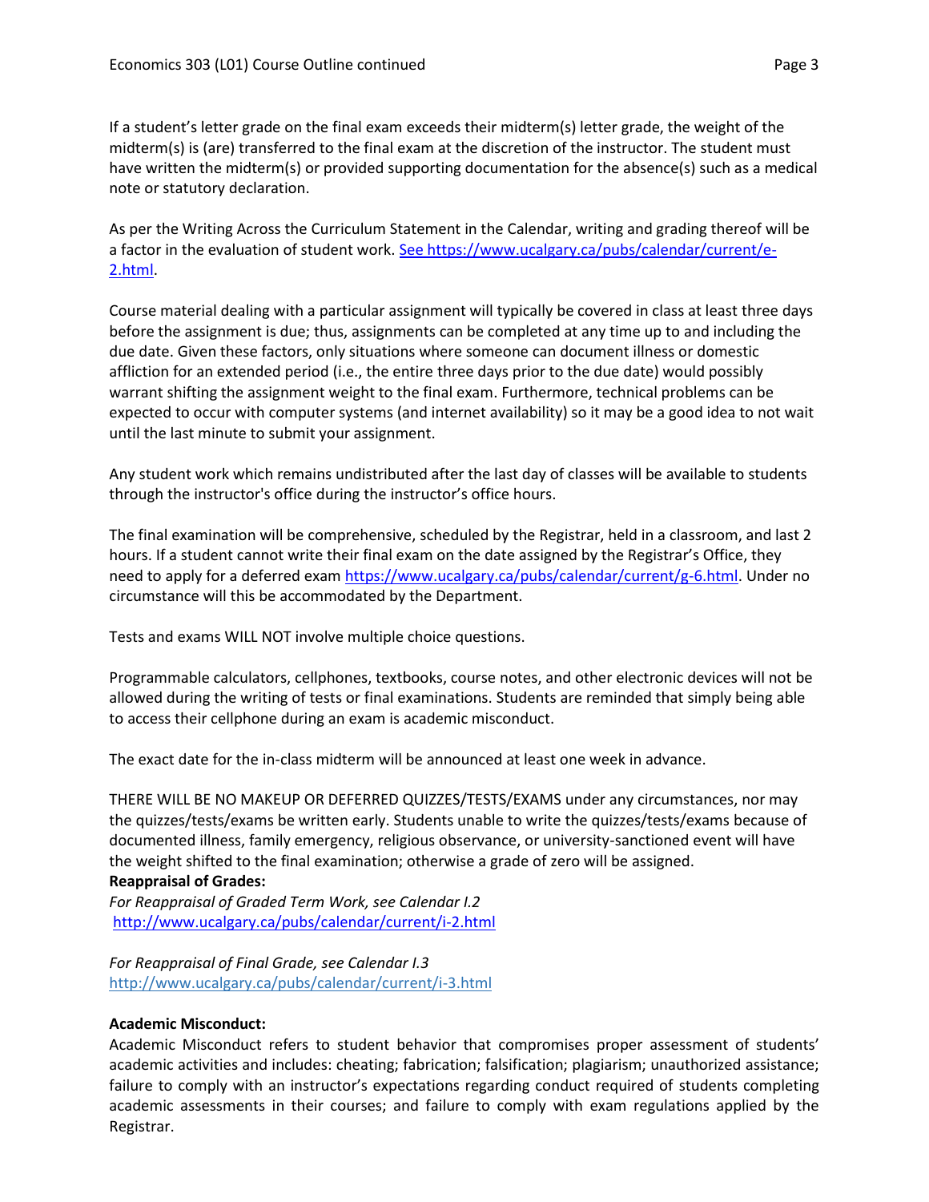If a student's letter grade on the final exam exceeds their midterm(s) letter grade, the weight of the midterm(s) is (are) transferred to the final exam at the discretion of the instructor. The student must have written the midterm(s) or provided supporting documentation for the absence(s) such as a medical note or statutory declaration.

As per the Writing Across the Curriculum Statement in the Calendar, writing and grading thereof will be a factor in the evaluation of student work. See https://www.ucalgary.ca/pubs/calendar/current/e-2.html.

Course material dealing with a particular assignment will typically be covered in class at least three days before the assignment is due; thus, assignments can be completed at any time up to and including the due date. Given these factors, only situations where someone can document illness or domestic affliction for an extended period (i.e., the entire three days prior to the due date) would possibly warrant shifting the assignment weight to the final exam. Furthermore, technical problems can be expected to occur with computer systems (and internet availability) so it may be a good idea to not wait until the last minute to submit your assignment.

Any student work which remains undistributed after the last day of classes will be available to students through the instructor's office during the instructor's office hours.

The final examination will be comprehensive, scheduled by the Registrar, held in a classroom, and last 2 hours. If a student cannot write their final exam on the date assigned by the Registrar's Office, they need to apply for a deferred exam https://www.ucalgary.ca/pubs/calendar/current/g-6.html. Under no circumstance will this be accommodated by the Department.

Tests and exams WILL NOT involve multiple choice questions.

Programmable calculators, cellphones, textbooks, course notes, and other electronic devices will not be allowed during the writing of tests or final examinations. Students are reminded that simply being able to access their cellphone during an exam is academic misconduct.

The exact date for the in-class midterm will be announced at least one week in advance.

THERE WILL BE NO MAKEUP OR DEFERRED QUIZZES/TESTS/EXAMS under any circumstances, nor may the quizzes/tests/exams be written early. Students unable to write the quizzes/tests/exams because of documented illness, family emergency, religious observance, or university-sanctioned event will have the weight shifted to the final examination; otherwise a grade of zero will be assigned.

**Reappraisal of Grades:**

*For Reappraisal of Graded Term Work, see Calendar I.2*
http://www.ucalgary.ca/pubs/calendar/current/i-2.html

*For Reappraisal of Final Grade, see Calendar I.3*
http://www.ucalgary.ca/pubs/calendar/current/i-3.html

**Academic Misconduct:**

Academic Misconduct refers to student behavior that compromises proper assessment of students' academic activities and includes: cheating; fabrication; falsification; plagiarism; unauthorized assistance; failure to comply with an instructor's expectations regarding conduct required of students completing academic assessments in their courses; and failure to comply with exam regulations applied by the Registrar.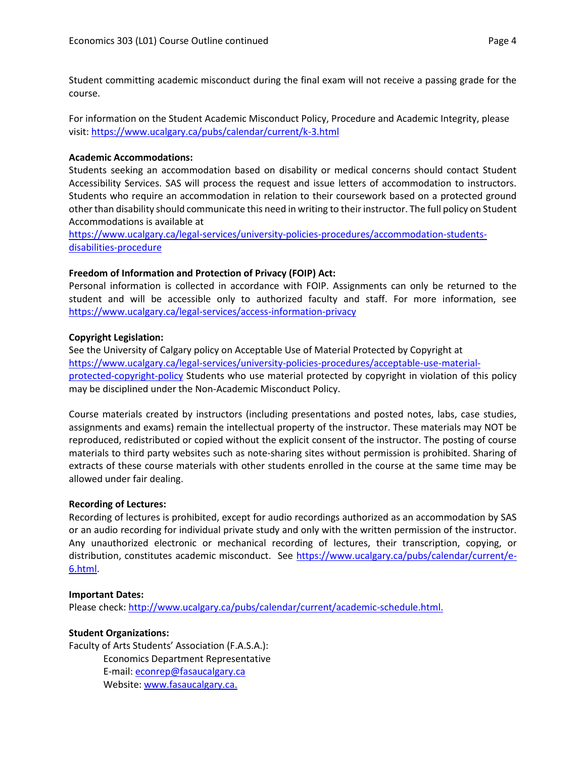Student committing academic misconduct during the final exam will not receive a passing grade for the course.

For information on the Student Academic Misconduct Policy, Procedure and Academic Integrity, please visit: https://www.ucalgary.ca/pubs/calendar/current/k-3.html

**Academic Accommodations:**
Students seeking an accommodation based on disability or medical concerns should contact Student Accessibility Services. SAS will process the request and issue letters of accommodation to instructors. Students who require an accommodation in relation to their coursework based on a protected ground other than disability should communicate this need in writing to their instructor. The full policy on Student Accommodations is available at
https://www.ucalgary.ca/legal-services/university-policies-procedures/accommodation-students-disabilities-procedure

**Freedom of Information and Protection of Privacy (FOIP) Act:**
Personal information is collected in accordance with FOIP. Assignments can only be returned to the student and will be accessible only to authorized faculty and staff. For more information, see https://www.ucalgary.ca/legal-services/access-information-privacy

**Copyright Legislation:**
See the University of Calgary policy on Acceptable Use of Material Protected by Copyright at https://www.ucalgary.ca/legal-services/university-policies-procedures/acceptable-use-material-protected-copyright-policy Students who use material protected by copyright in violation of this policy may be disciplined under the Non-Academic Misconduct Policy.

Course materials created by instructors (including presentations and posted notes, labs, case studies, assignments and exams) remain the intellectual property of the instructor. These materials may NOT be reproduced, redistributed or copied without the explicit consent of the instructor. The posting of course materials to third party websites such as note-sharing sites without permission is prohibited. Sharing of extracts of these course materials with other students enrolled in the course at the same time may be allowed under fair dealing.

**Recording of Lectures:**
Recording of lectures is prohibited, except for audio recordings authorized as an accommodation by SAS or an audio recording for individual private study and only with the written permission of the instructor. Any unauthorized electronic or mechanical recording of lectures, their transcription, copying, or distribution, constitutes academic misconduct. See https://www.ucalgary.ca/pubs/calendar/current/e-6.html.

**Important Dates:**
Please check: http://www.ucalgary.ca/pubs/calendar/current/academic-schedule.html.

**Student Organizations:**
Faculty of Arts Students' Association (F.A.S.A.):

Economics Department Representative
E-mail: econrep@fasaucalgary.ca
Website: www.fasaucalgary.ca.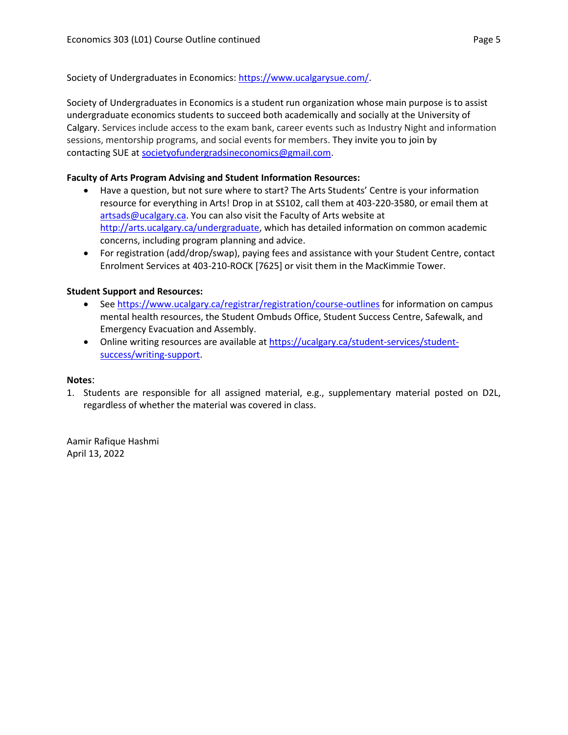Society of Undergraduates in Economics: https://www.ucalgarysue.com/.

Society of Undergraduates in Economics is a student run organization whose main purpose is to assist undergraduate economics students to succeed both academically and socially at the University of Calgary. Services include access to the exam bank, career events such as Industry Night and information sessions, mentorship programs, and social events for members. They invite you to join by contacting SUE at societyofundergradsineconomics@gmail.com.

**Faculty of Arts Program Advising and Student Information Resources:**

- Have a question, but not sure where to start? The Arts Students' Centre is your information resource for everything in Arts! Drop in at SS102, call them at 403-220-3580, or email them at artsads@ucalgary.ca. You can also visit the Faculty of Arts website at http://arts.ucalgary.ca/undergraduate, which has detailed information on common academic concerns, including program planning and advice.
- For registration (add/drop/swap), paying fees and assistance with your Student Centre, contact Enrolment Services at 403-210-ROCK [7625] or visit them in the MacKimmie Tower.

**Student Support and Resources:**

- See https://www.ucalgary.ca/registrar/registration/course-outlines for information on campus mental health resources, the Student Ombuds Office, Student Success Centre, Safewalk, and Emergency Evacuation and Assembly.
- Online writing resources are available at https://ucalgary.ca/student-services/student-success/writing-support.

**Notes**:

1. Students are responsible for all assigned material, e.g., supplementary material posted on D2L, regardless of whether the material was covered in class.

Aamir Rafique Hashmi
April 13, 2022